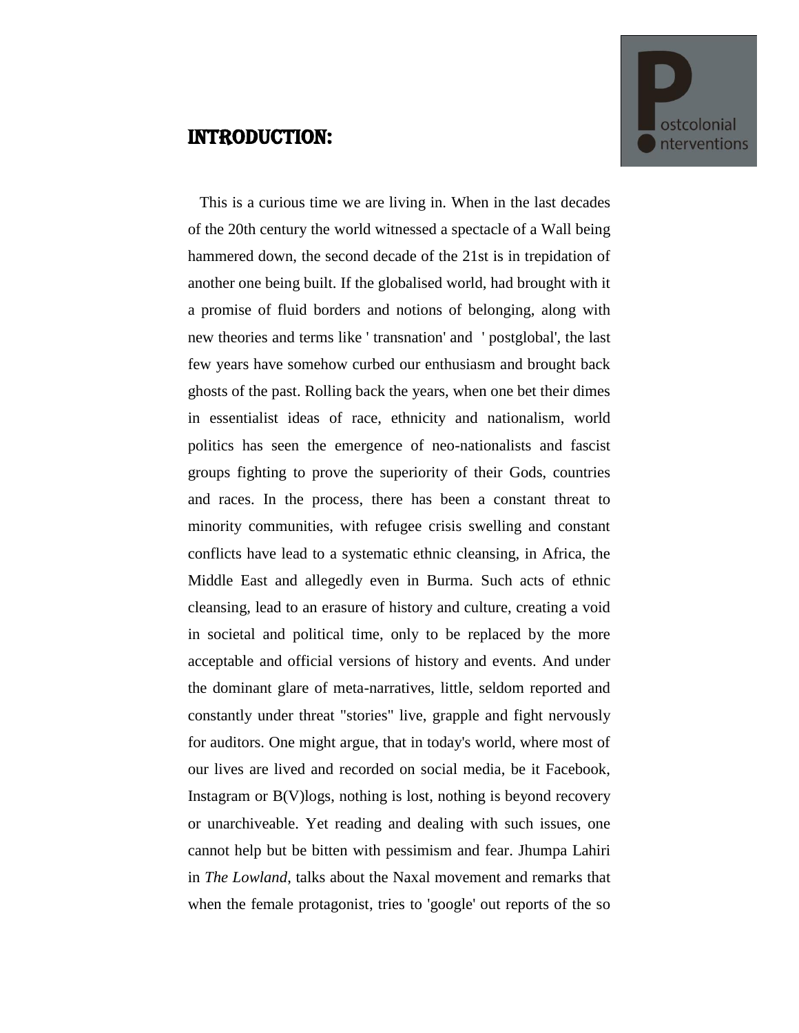# INTRODUCTION:

This is a curious time we are living in. When in the last decades of the 20th century the world witnessed a spectacle of a Wall being hammered down, the second decade of the 21st is in trepidation of another one being built. If the globalised world, had brought with it a promise of fluid borders and notions of belonging, along with new theories and terms like ' transnation' and ' postglobal', the last few years have somehow curbed our enthusiasm and brought back ghosts of the past. Rolling back the years, when one bet their dimes in essentialist ideas of race, ethnicity and nationalism, world politics has seen the emergence of neo-nationalists and fascist groups fighting to prove the superiority of their Gods, countries and races. In the process, there has been a constant threat to minority communities, with refugee crisis swelling and constant conflicts have lead to a systematic ethnic cleansing, in Africa, the Middle East and allegedly even in Burma. Such acts of ethnic cleansing, lead to an erasure of history and culture, creating a void in societal and political time, only to be replaced by the more acceptable and official versions of history and events. And under the dominant glare of meta-narratives, little, seldom reported and constantly under threat "stories" live, grapple and fight nervously for auditors. One might argue, that in today's world, where most of our lives are lived and recorded on social media, be it Facebook, Instagram or B(V)logs, nothing is lost, nothing is beyond recovery or unarchiveable. Yet reading and dealing with such issues, one cannot help but be bitten with pessimism and fear. Jhumpa Lahiri in *The Lowland*, talks about the Naxal movement and remarks that when the female protagonist, tries to 'google' out reports of the so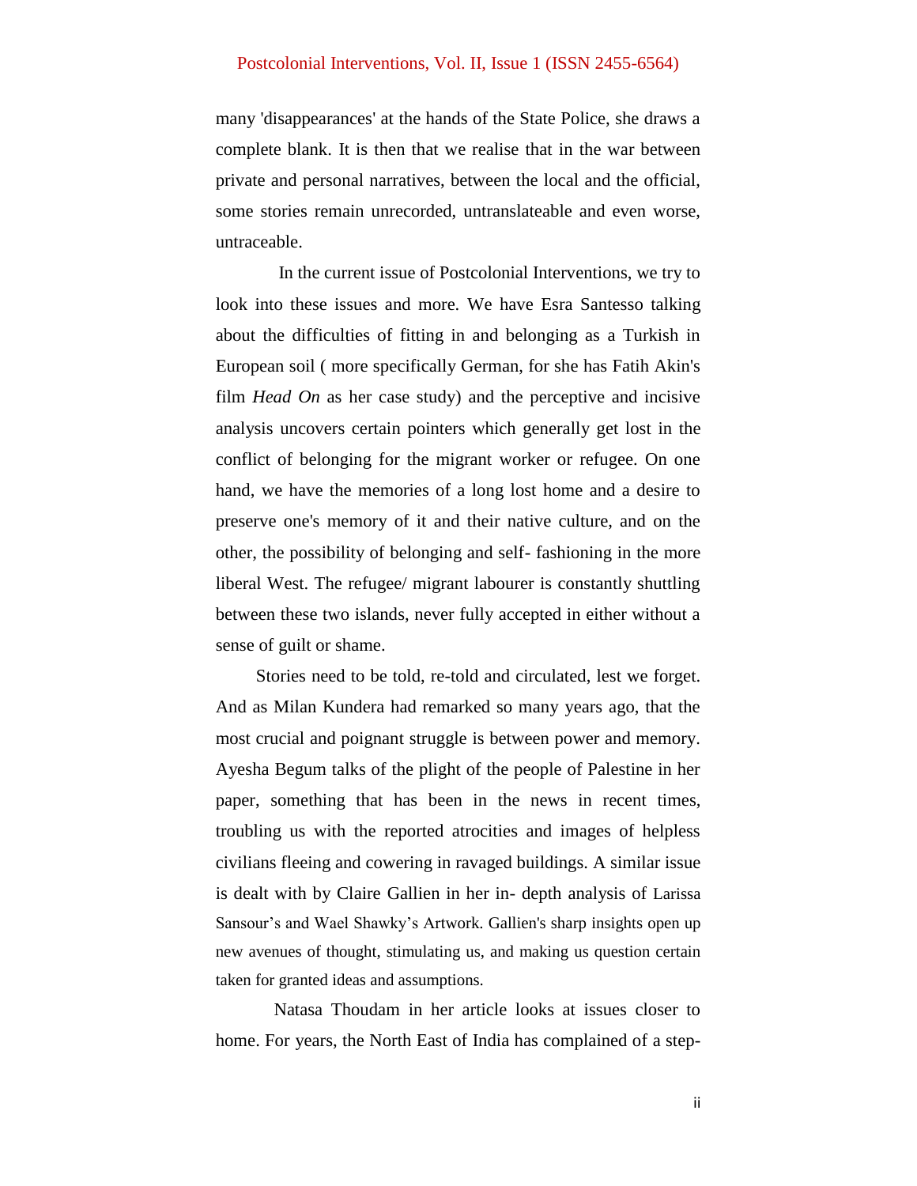many 'disappearances' at the hands of the State Police, she draws a complete blank. It is then that we realise that in the war between private and personal narratives, between the local and the official, some stories remain unrecorded, untranslateable and even worse, untraceable.

In the current issue of Postcolonial Interventions, we try to look into these issues and more. We have Esra Santesso talking about the difficulties of fitting in and belonging as a Turkish in European soil ( more specifically German, for she has Fatih Akin's film *Head On* as her case study) and the perceptive and incisive analysis uncovers certain pointers which generally get lost in the conflict of belonging for the migrant worker or refugee. On one hand, we have the memories of a long lost home and a desire to preserve one's memory of it and their native culture, and on the other, the possibility of belonging and self- fashioning in the more liberal West. The refugee/ migrant labourer is constantly shuttling between these two islands, never fully accepted in either without a sense of guilt or shame.

Stories need to be told, re-told and circulated, lest we forget. And as Milan Kundera had remarked so many years ago, that the most crucial and poignant struggle is between power and memory. Ayesha Begum talks of the plight of the people of Palestine in her paper, something that has been in the news in recent times, troubling us with the reported atrocities and images of helpless civilians fleeing and cowering in ravaged buildings. A similar issue is dealt with by Claire Gallien in her in- depth analysis of Larissa Sansour's and Wael Shawky's Artwork. Gallien's sharp insights open up new avenues of thought, stimulating us, and making us question certain taken for granted ideas and assumptions.

Natasa Thoudam in her article looks at issues closer to home. For years, the North East of India has complained of a step-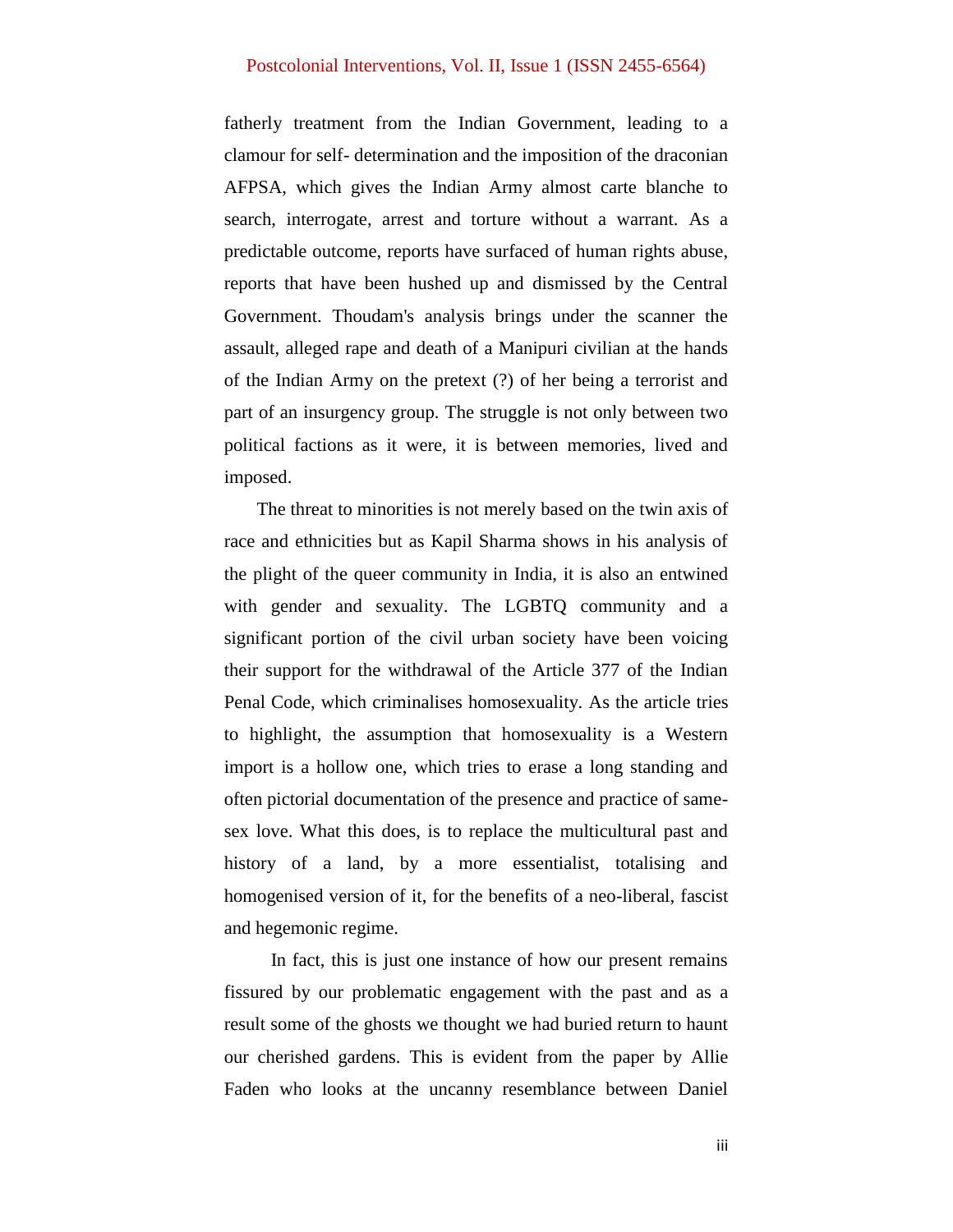fatherly treatment from the Indian Government, leading to a clamour for self- determination and the imposition of the draconian AFPSA, which gives the Indian Army almost carte blanche to search, interrogate, arrest and torture without a warrant. As a predictable outcome, reports have surfaced of human rights abuse, reports that have been hushed up and dismissed by the Central Government. Thoudam's analysis brings under the scanner the assault, alleged rape and death of a Manipuri civilian at the hands of the Indian Army on the pretext (?) of her being a terrorist and part of an insurgency group. The struggle is not only between two political factions as it were, it is between memories, lived and imposed.

The threat to minorities is not merely based on the twin axis of race and ethnicities but as Kapil Sharma shows in his analysis of the plight of the queer community in India, it is also an entwined with gender and sexuality. The LGBTQ community and a significant portion of the civil urban society have been voicing their support for the withdrawal of the Article 377 of the Indian Penal Code, which criminalises homosexuality. As the article tries to highlight, the assumption that homosexuality is a Western import is a hollow one, which tries to erase a long standing and often pictorial documentation of the presence and practice of same-sex love. What this does, is to replace the multicultural past and history of a land, by a more essentialist, totalising and homogenised version of it, for the benefits of a neo-liberal, fascist and hegemonic regime.

In fact, this is just one instance of how our present remains fissured by our problematic engagement with the past and as a result some of the ghosts we thought we had buried return to haunt our cherished gardens. This is evident from the paper by Allie Faden who looks at the uncanny resemblance between Daniel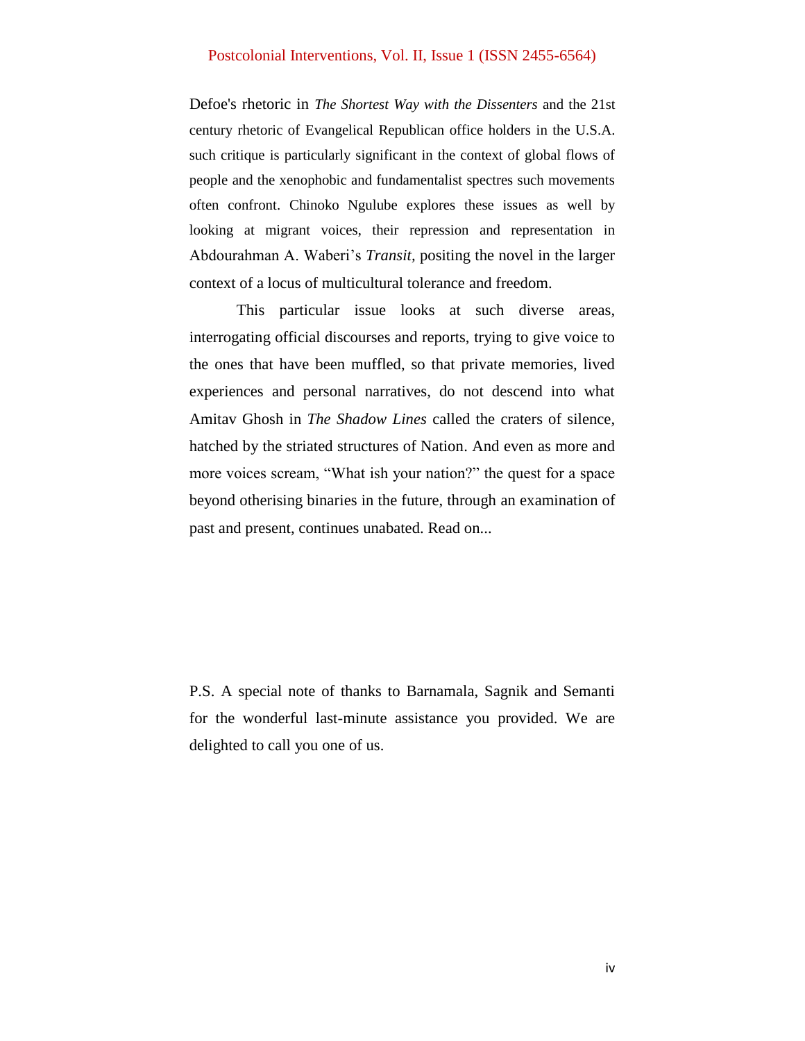Defoe's rhetoric in *The Shortest Way with the Dissenters* and the 21st century rhetoric of Evangelical Republican office holders in the U.S.A. such critique is particularly significant in the context of global flows of people and the xenophobic and fundamentalist spectres such movements often confront. Chinoko Ngulube explores these issues as well by looking at migrant voices, their repression and representation in Abdourahman A. Waberi's *Transit,* positing the novel in the larger context of a locus of multicultural tolerance and freedom.

This particular issue looks at such diverse areas, interrogating official discourses and reports, trying to give voice to the ones that have been muffled, so that private memories, lived experiences and personal narratives, do not descend into what Amitav Ghosh in *The Shadow Lines* called the craters of silence, hatched by the striated structures of Nation. And even as more and more voices scream, "What ish your nation?" the quest for a space beyond otherising binaries in the future, through an examination of past and present, continues unabated. Read on...

P.S. A special note of thanks to Barnamala, Sagnik and Semanti for the wonderful last-minute assistance you provided. We are delighted to call you one of us.